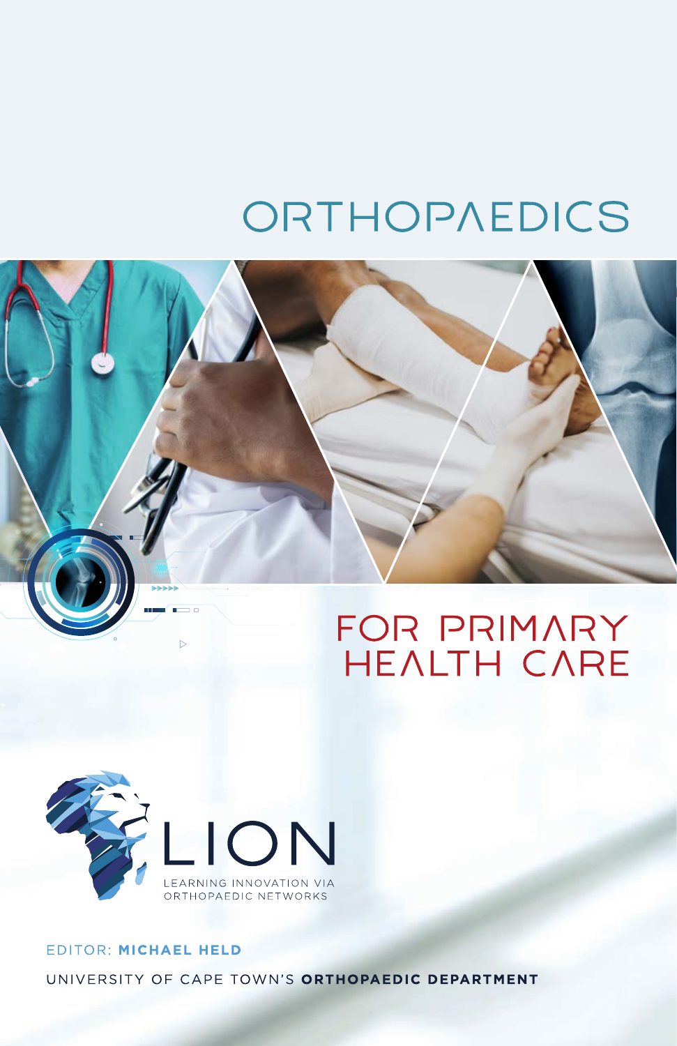# ORTHOPAEDICS

# FOR PRIMARY HEALTH CARE

LION

LEARNING INNOVATION VIA ORTHOPAEDIC NETWORKS

EDITOR: **MICHAEL HELD**

UNIVERSITY OF CAPE TOWN'S **ORTHOPAEDIC DEPARTMENT**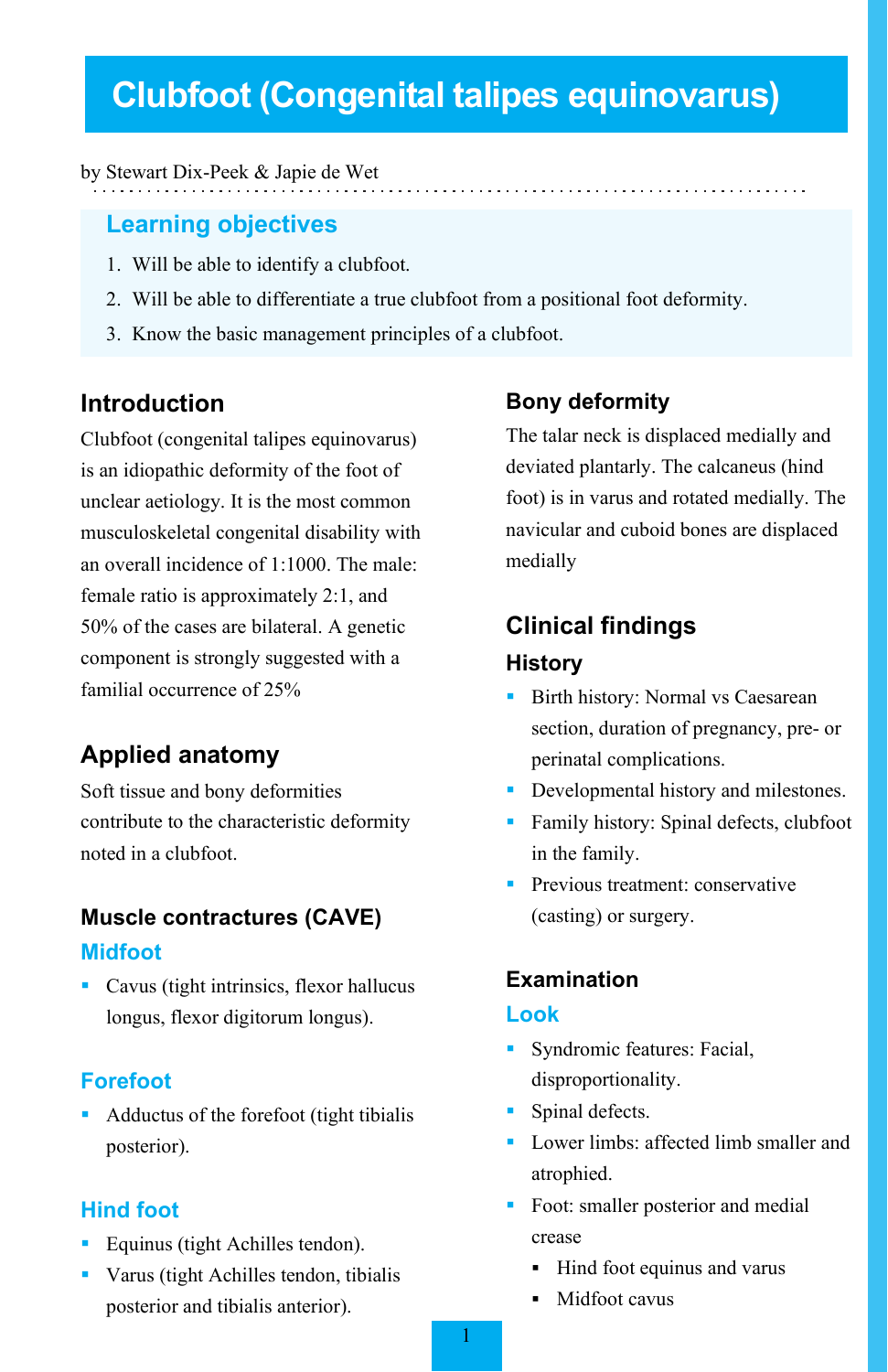# Clubfoot (Congenital talipes equinovarus)

by Stewart Dix-Peek & Japie de Wet

## Learning objectives

1. Will be able to identify a clubfoot.
2. Will be able to differentiate a true clubfoot from a positional foot deformity.
3. Know the basic management principles of a clubfoot.

## Introduction

Clubfoot (congenital talipes equinovarus) is an idiopathic deformity of the foot of unclear aetiology. It is the most common musculoskeletal congenital disability with an overall incidence of 1:1000. The male: female ratio is approximately 2:1, and 50% of the cases are bilateral. A genetic component is strongly suggested with a familial occurrence of 25%

## Applied anatomy

Soft tissue and bony deformities contribute to the characteristic deformity noted in a clubfoot.

### Muscle contractures (CAVE)

#### Midfoot

- Cavus (tight intrinsics, flexor hallucus longus, flexor digitorum longus).

#### Forefoot

- Adductus of the forefoot (tight tibialis posterior).

#### Hind foot

- Equinus (tight Achilles tendon).
- Varus (tight Achilles tendon, tibialis posterior and tibialis anterior).

### Bony deformity

The talar neck is displaced medially and deviated plantarly. The calcaneus (hind foot) is in varus and rotated medially. The navicular and cuboid bones are displaced medially

## Clinical findings

### History

- Birth history: Normal vs Caesarean section, duration of pregnancy, pre- or perinatal complications.
- Developmental history and milestones.
- Family history: Spinal defects, clubfoot in the family.
- Previous treatment: conservative (casting) or surgery.

### Examination

#### Look

- Syndromic features: Facial, disproportionality.
- Spinal defects.
- Lower limbs: affected limb smaller and atrophied.
- Foot: smaller posterior and medial crease
  - Hind foot equinus and varus
  - Midfoot cavus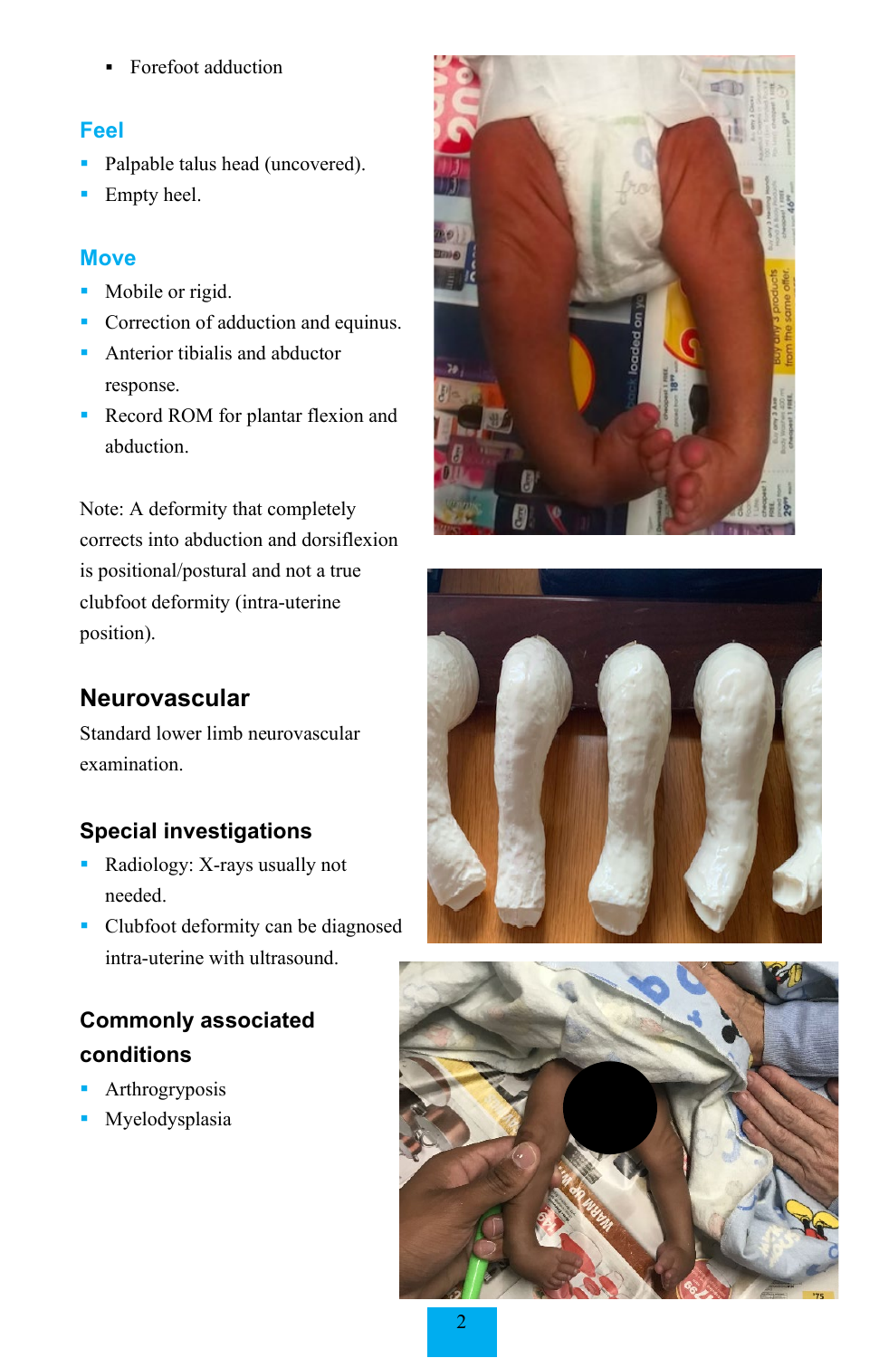- Forefoot adduction

## Feel

- Palpable talus head (uncovered).
- Empty heel.

## Move

- Mobile or rigid.
- Correction of adduction and equinus.
- Anterior tibialis and abductor response.
- Record ROM for plantar flexion and abduction.

Note: A deformity that completely corrects into abduction and dorsiflexion is positional/postural and not a true clubfoot deformity (intra-uterine position).

## Neurovascular

Standard lower limb neurovascular examination.

## Special investigations

- Radiology: X-rays usually not needed.
- Clubfoot deformity can be diagnosed intra-uterine with ultrasound.

## Commonly associated conditions

- Arthrogryposis
- Myelodysplasia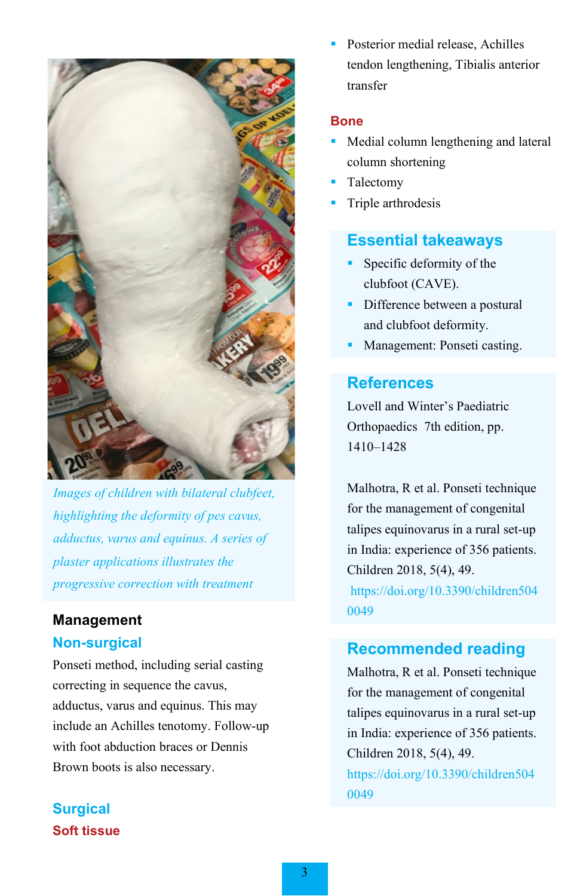*Images of children with bilateral clubfeet, highlighting the deformity of pes cavus, adductus, varus and equinus. A series of plaster applications illustrates the progressive correction with treatment*

## Management

### Non-surgical

Ponseti method, including serial casting correcting in sequence the cavus, adductus, varus and equinus. This may include an Achilles tenotomy. Follow-up with foot abduction braces or Dennis Brown boots is also necessary.

### Surgical

#### Soft tissue

- Posterior medial release, Achilles tendon lengthening, Tibialis anterior transfer

#### Bone

- Medial column lengthening and lateral column shortening
- Talectomy
- Triple arthrodesis

## Essential takeaways

- Specific deformity of the clubfoot (CAVE).
- Difference between a postural and clubfoot deformity.
- Management: Ponseti casting.

## References

Lovell and Winter's Paediatric Orthopaedics 7th edition, pp. 1410–1428

Malhotra, R et al. Ponseti technique for the management of congenital talipes equinovarus in a rural set-up in India: experience of 356 patients. Children 2018, 5(4), 49. https://doi.org/10.3390/children5040049

## Recommended reading

Malhotra, R et al. Ponseti technique for the management of congenital talipes equinovarus in a rural set-up in India: experience of 356 patients. Children 2018, 5(4), 49. https://doi.org/10.3390/children5040049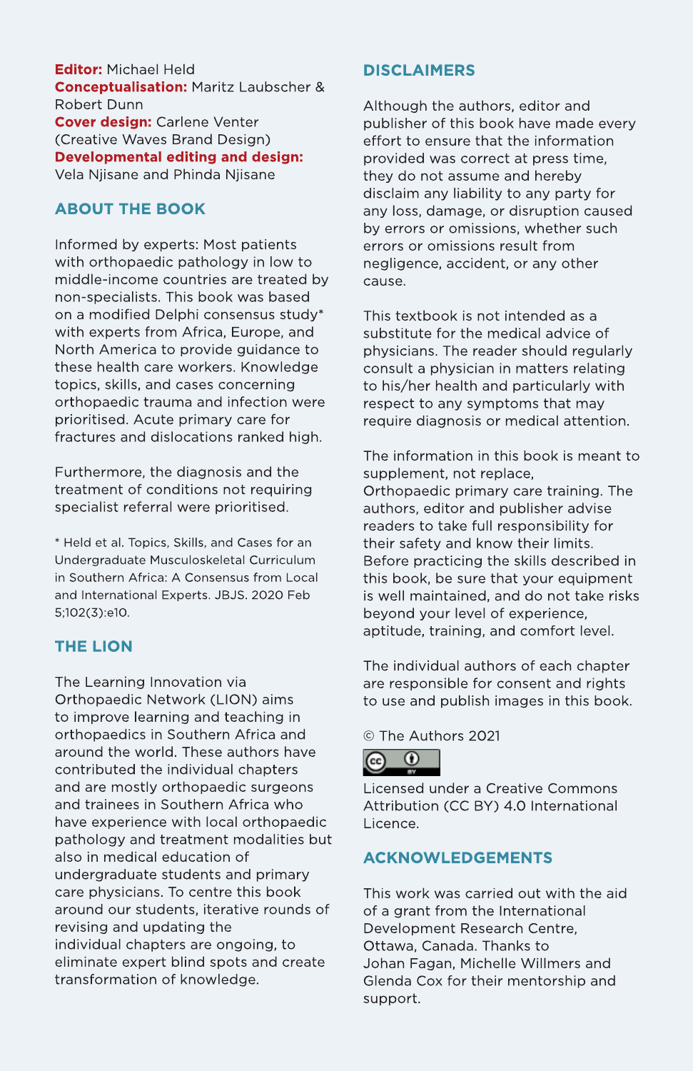**Editor:** Michael Held
**Conceptualisation:** Maritz Laubscher & Robert Dunn
**Cover design:** Carlene Venter (Creative Waves Brand Design)
**Developmental editing and design:** Vela Njisane and Phinda Njisane

## ABOUT THE BOOK

Informed by experts: Most patients with orthopaedic pathology in low to middle-income countries are treated by non-specialists. This book was based on a modified Delphi consensus study* with experts from Africa, Europe, and North America to provide guidance to these health care workers. Knowledge topics, skills, and cases concerning orthopaedic trauma and infection were prioritised. Acute primary care for fractures and dislocations ranked high.

Furthermore, the diagnosis and the treatment of conditions not requiring specialist referral were prioritised.

* Held et al. Topics, Skills, and Cases for an Undergraduate Musculoskeletal Curriculum in Southern Africa: A Consensus from Local and International Experts. JBJS. 2020 Feb 5;102(3):e10.

## THE LION

The Learning Innovation via Orthopaedic Network (LION) aims to improve learning and teaching in orthopaedics in Southern Africa and around the world. These authors have contributed the individual chapters and are mostly orthopaedic surgeons and trainees in Southern Africa who have experience with local orthopaedic pathology and treatment modalities but also in medical education of undergraduate students and primary care physicians. To centre this book around our students, iterative rounds of revising and updating the individual chapters are ongoing, to eliminate expert blind spots and create transformation of knowledge.

## DISCLAIMERS

Although the authors, editor and publisher of this book have made every effort to ensure that the information provided was correct at press time, they do not assume and hereby disclaim any liability to any party for any loss, damage, or disruption caused by errors or omissions, whether such errors or omissions result from negligence, accident, or any other cause.

This textbook is not intended as a substitute for the medical advice of physicians. The reader should regularly consult a physician in matters relating to his/her health and particularly with respect to any symptoms that may require diagnosis or medical attention.

The information in this book is meant to supplement, not replace, Orthopaedic primary care training. The authors, editor and publisher advise readers to take full responsibility for their safety and know their limits. Before practicing the skills described in this book, be sure that your equipment is well maintained, and do not take risks beyond your level of experience, aptitude, training, and comfort level.

The individual authors of each chapter are responsible for consent and rights to use and publish images in this book.

© The Authors 2021

Licensed under a Creative Commons Attribution (CC BY) 4.0 International Licence.

## ACKNOWLEDGEMENTS

This work was carried out with the aid of a grant from the International Development Research Centre, Ottawa, Canada. Thanks to Johan Fagan, Michelle Willmers and Glenda Cox for their mentorship and support.